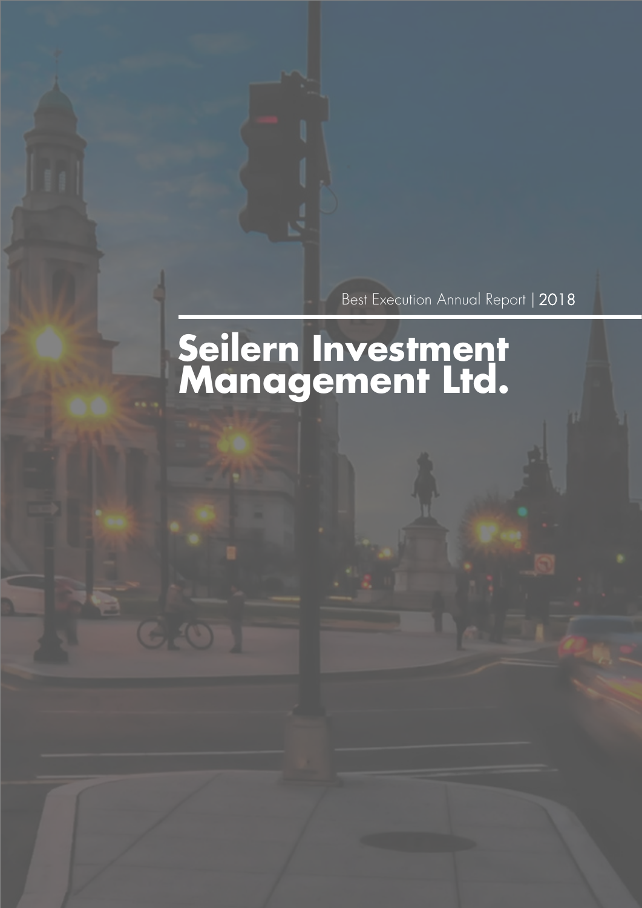Best Execution Annual Report | 2018

# Seilern Investment Management Ltd.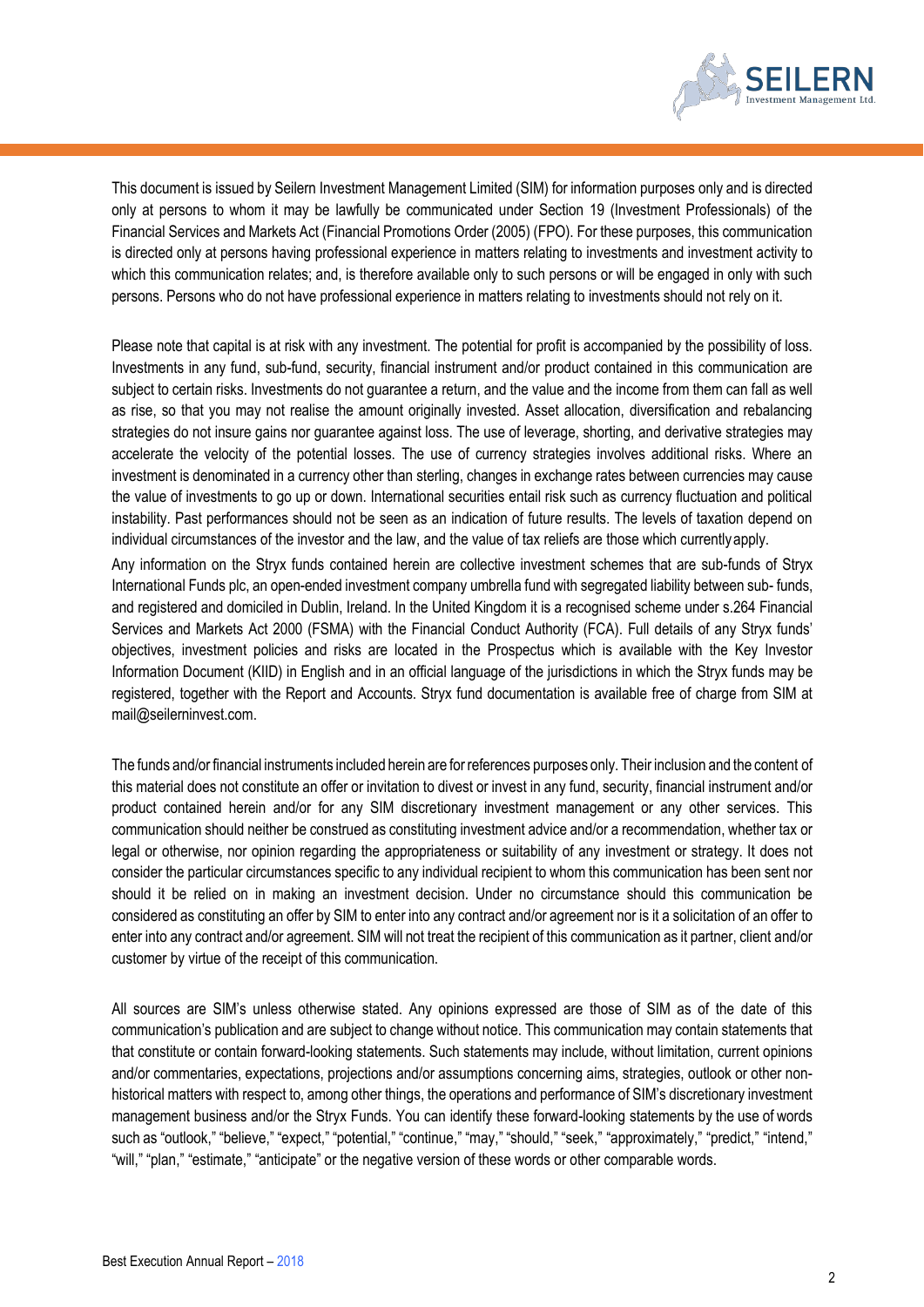This document is issued by Seilern Investment Management Limited (SIM) for information purposes only and is directed only at persons to whom it may be lawfully be communicated under Section 19 (Investment Professionals) of the Financial Services and Markets Act (Financial Promotions Order (2005) (FPO). For these purposes, this communication is directed only at persons having professional experience in matters relating to investments and investment activity to which this communication relates; and, is therefore available only to such persons or will be engaged in only with such persons. Persons who do not have professional experience in matters relating to investments should not rely on it.

Please note that capital is at risk with any investment. The potential for profit is accompanied by the possibility of loss. Investments in any fund, sub-fund, security, financial instrument and/or product contained in this communication are subject to certain risks. Investments do not guarantee a return, and the value and the income from them can fall as well as rise, so that you may not realise the amount originally invested. Asset allocation, diversification and rebalancing strategies do not insure gains nor guarantee against loss. The use of leverage, shorting, and derivative strategies may accelerate the velocity of the potential losses. The use of currency strategies involves additional risks. Where an investment is denominated in a currency other than sterling, changes in exchange rates between currencies may cause the value of investments to go up or down. International securities entail risk such as currency fluctuation and political instability. Past performances should not be seen as an indication of future results. The levels of taxation depend on individual circumstances of the investor and the law, and the value of tax reliefs are those which currently apply.

Any information on the Stryx funds contained herein are collective investment schemes that are sub-funds of Stryx International Funds plc, an open-ended investment company umbrella fund with segregated liability between sub- funds, and registered and domiciled in Dublin, Ireland. In the United Kingdom it is a recognised scheme under s.264 Financial Services and Markets Act 2000 (FSMA) with the Financial Conduct Authority (FCA). Full details of any Stryx funds' objectives, investment policies and risks are located in the Prospectus which is available with the Key Investor Information Document (KIID) in English and in an official language of the jurisdictions in which the Stryx funds may be registered, together with the Report and Accounts. Stryx fund documentation is available free of charge from SIM at mail@seilerninvest.com.

The funds and/or financial instruments included herein are for references purposes only. Their inclusion and the content of this material does not constitute an offer or invitation to divest or invest in any fund, security, financial instrument and/or product contained herein and/or for any SIM discretionary investment management or any other services. This communication should neither be construed as constituting investment advice and/or a recommendation, whether tax or legal or otherwise, nor opinion regarding the appropriateness or suitability of any investment or strategy. It does not consider the particular circumstances specific to any individual recipient to whom this communication has been sent nor should it be relied on in making an investment decision. Under no circumstance should this communication be considered as constituting an offer by SIM to enter into any contract and/or agreement nor is it a solicitation of an offer to enter into any contract and/or agreement. SIM will not treat the recipient of this communication as it partner, client and/or customer by virtue of the receipt of this communication.

All sources are SIM's unless otherwise stated. Any opinions expressed are those of SIM as of the date of this communication's publication and are subject to change without notice. This communication may contain statements that that constitute or contain forward-looking statements. Such statements may include, without limitation, current opinions and/or commentaries, expectations, projections and/or assumptions concerning aims, strategies, outlook or other non-historical matters with respect to, among other things, the operations and performance of SIM's discretionary investment management business and/or the Stryx Funds. You can identify these forward-looking statements by the use of words such as "outlook," "believe," "expect," "potential," "continue," "may," "should," "seek," "approximately," "predict," "intend," "will," "plan," "estimate," "anticipate" or the negative version of these words or other comparable words.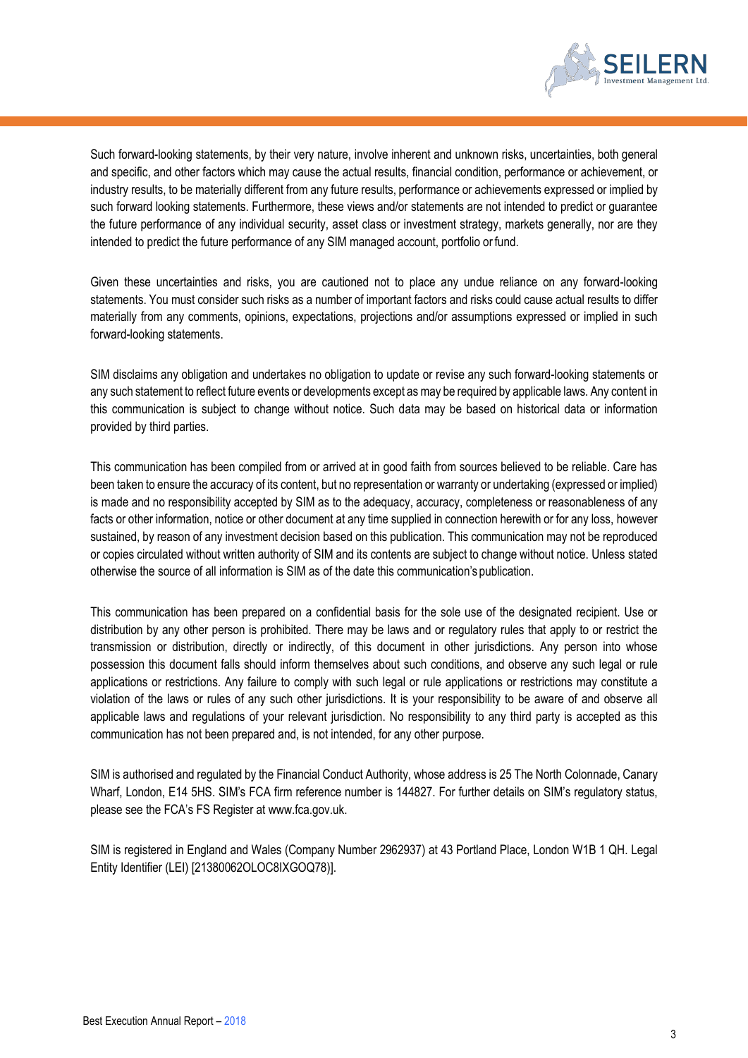Such forward-looking statements, by their very nature, involve inherent and unknown risks, uncertainties, both general and specific, and other factors which may cause the actual results, financial condition, performance or achievement, or industry results, to be materially different from any future results, performance or achievements expressed or implied by such forward looking statements. Furthermore, these views and/or statements are not intended to predict or guarantee the future performance of any individual security, asset class or investment strategy, markets generally, nor are they intended to predict the future performance of any SIM managed account, portfolio or fund.

Given these uncertainties and risks, you are cautioned not to place any undue reliance on any forward-looking statements. You must consider such risks as a number of important factors and risks could cause actual results to differ materially from any comments, opinions, expectations, projections and/or assumptions expressed or implied in such forward-looking statements.

SIM disclaims any obligation and undertakes no obligation to update or revise any such forward-looking statements or any such statement to reflect future events or developments except as may be required by applicable laws. Any content in this communication is subject to change without notice. Such data may be based on historical data or information provided by third parties.

This communication has been compiled from or arrived at in good faith from sources believed to be reliable. Care has been taken to ensure the accuracy of its content, but no representation or warranty or undertaking (expressed or implied) is made and no responsibility accepted by SIM as to the adequacy, accuracy, completeness or reasonableness of any facts or other information, notice or other document at any time supplied in connection herewith or for any loss, however sustained, by reason of any investment decision based on this publication. This communication may not be reproduced or copies circulated without written authority of SIM and its contents are subject to change without notice. Unless stated otherwise the source of all information is SIM as of the date this communication's publication.

This communication has been prepared on a confidential basis for the sole use of the designated recipient. Use or distribution by any other person is prohibited. There may be laws and or regulatory rules that apply to or restrict the transmission or distribution, directly or indirectly, of this document in other jurisdictions. Any person into whose possession this document falls should inform themselves about such conditions, and observe any such legal or rule applications or restrictions. Any failure to comply with such legal or rule applications or restrictions may constitute a violation of the laws or rules of any such other jurisdictions. It is your responsibility to be aware of and observe all applicable laws and regulations of your relevant jurisdiction. No responsibility to any third party is accepted as this communication has not been prepared and, is not intended, for any other purpose.

SIM is authorised and regulated by the Financial Conduct Authority, whose address is 25 The North Colonnade, Canary Wharf, London, E14 5HS. SIM's FCA firm reference number is 144827. For further details on SIM's regulatory status, please see the FCA's FS Register at www.fca.gov.uk.

SIM is registered in England and Wales (Company Number 2962937) at 43 Portland Place, London W1B 1 QH. Legal Entity Identifier (LEI) [21380062OLOC8IXGOQ78)].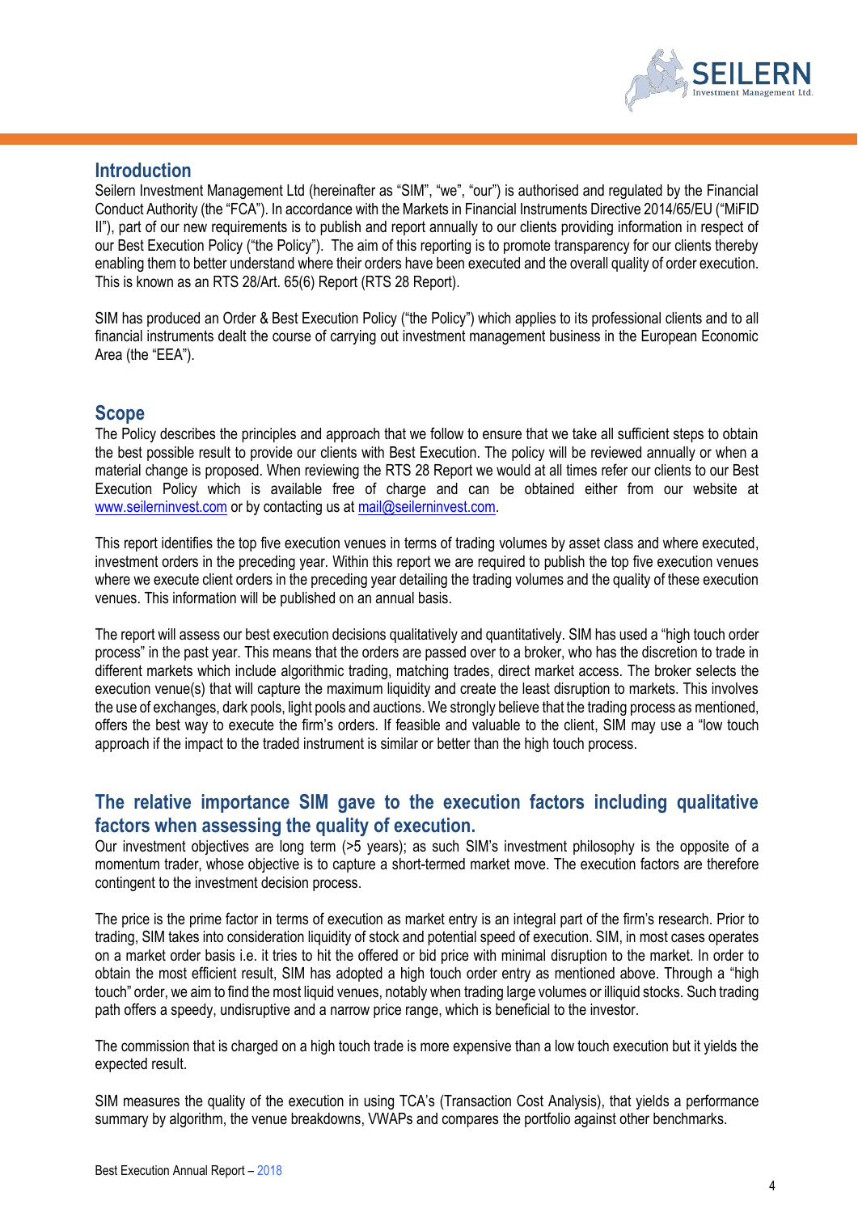## Introduction

Seilern Investment Management Ltd (hereinafter as "SIM", "we", "our") is authorised and regulated by the Financial Conduct Authority (the "FCA"). In accordance with the Markets in Financial Instruments Directive 2014/65/EU ("MiFID II"), part of our new requirements is to publish and report annually to our clients providing information in respect of our Best Execution Policy ("the Policy"). The aim of this reporting is to promote transparency for our clients thereby enabling them to better understand where their orders have been executed and the overall quality of order execution. This is known as an RTS 28/Art. 65(6) Report (RTS 28 Report).

SIM has produced an Order & Best Execution Policy ("the Policy") which applies to its professional clients and to all financial instruments dealt the course of carrying out investment management business in the European Economic Area (the "EEA").

## Scope

The Policy describes the principles and approach that we follow to ensure that we take all sufficient steps to obtain the best possible result to provide our clients with Best Execution. The policy will be reviewed annually or when a material change is proposed. When reviewing the RTS 28 Report we would at all times refer our clients to our Best Execution Policy which is available free of charge and can be obtained either from our website at www.seilerninvest.com or by contacting us at mail@seilerninvest.com.

This report identifies the top five execution venues in terms of trading volumes by asset class and where executed, investment orders in the preceding year. Within this report we are required to publish the top five execution venues where we execute client orders in the preceding year detailing the trading volumes and the quality of these execution venues. This information will be published on an annual basis.

The report will assess our best execution decisions qualitatively and quantitatively. SIM has used a "high touch order process" in the past year. This means that the orders are passed over to a broker, who has the discretion to trade in different markets which include algorithmic trading, matching trades, direct market access. The broker selects the execution venue(s) that will capture the maximum liquidity and create the least disruption to markets. This involves the use of exchanges, dark pools, light pools and auctions. We strongly believe that the trading process as mentioned, offers the best way to execute the firm's orders. If feasible and valuable to the client, SIM may use a "low touch approach if the impact to the traded instrument is similar or better than the high touch process.

## The relative importance SIM gave to the execution factors including qualitative factors when assessing the quality of execution.

Our investment objectives are long term (>5 years); as such SIM's investment philosophy is the opposite of a momentum trader, whose objective is to capture a short-termed market move. The execution factors are therefore contingent to the investment decision process.

The price is the prime factor in terms of execution as market entry is an integral part of the firm's research. Prior to trading, SIM takes into consideration liquidity of stock and potential speed of execution. SIM, in most cases operates on a market order basis i.e. it tries to hit the offered or bid price with minimal disruption to the market. In order to obtain the most efficient result, SIM has adopted a high touch order entry as mentioned above. Through a "high touch" order, we aim to find the most liquid venues, notably when trading large volumes or illiquid stocks. Such trading path offers a speedy, undisruptive and a narrow price range, which is beneficial to the investor.

The commission that is charged on a high touch trade is more expensive than a low touch execution but it yields the expected result.

SIM measures the quality of the execution in using TCA's (Transaction Cost Analysis), that yields a performance summary by algorithm, the venue breakdowns, VWAPs and compares the portfolio against other benchmarks.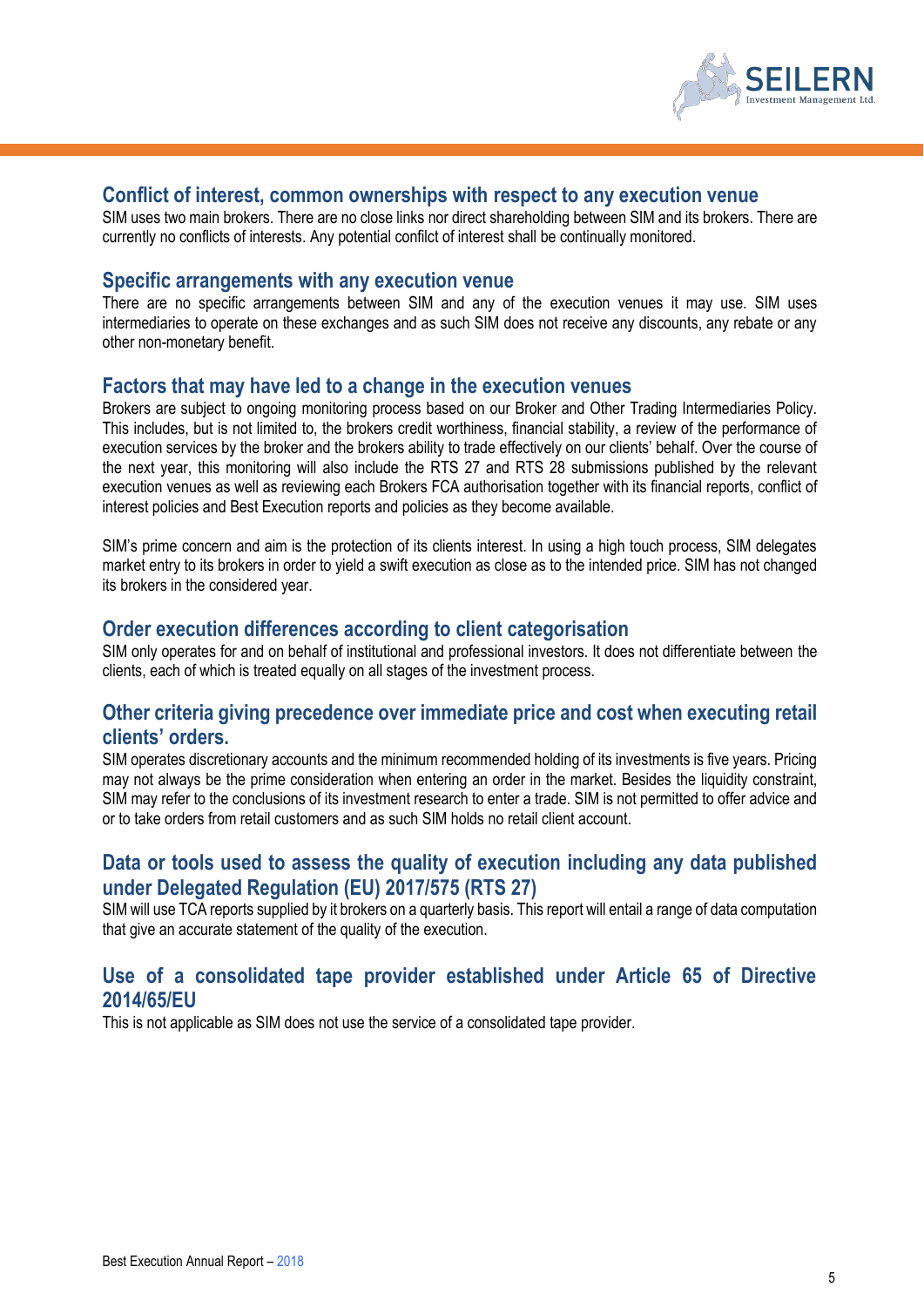## Conflict of interest, common ownerships with respect to any execution venue

SIM uses two main brokers. There are no close links nor direct shareholding between SIM and its brokers. There are currently no conflicts of interests. Any potential confilct of interest shall be continually monitored.

## Specific arrangements with any execution venue

There are no specific arrangements between SIM and any of the execution venues it may use. SIM uses intermediaries to operate on these exchanges and as such SIM does not receive any discounts, any rebate or any other non-monetary benefit.

## Factors that may have led to a change in the execution venues

Brokers are subject to ongoing monitoring process based on our Broker and Other Trading Intermediaries Policy. This includes, but is not limited to, the brokers credit worthiness, financial stability, a review of the performance of execution services by the broker and the brokers ability to trade effectively on our clients' behalf. Over the course of the next year, this monitoring will also include the RTS 27 and RTS 28 submissions published by the relevant execution venues as well as reviewing each Brokers FCA authorisation together with its financial reports, conflict of interest policies and Best Execution reports and policies as they become available.

SIM's prime concern and aim is the protection of its clients interest. In using a high touch process, SIM delegates market entry to its brokers in order to yield a swift execution as close as to the intended price. SIM has not changed its brokers in the considered year.

## Order execution differences according to client categorisation

SIM only operates for and on behalf of institutional and professional investors. It does not differentiate between the clients, each of which is treated equally on all stages of the investment process.

## Other criteria giving precedence over immediate price and cost when executing retail clients' orders.

SIM operates discretionary accounts and the minimum recommended holding of its investments is five years. Pricing may not always be the prime consideration when entering an order in the market. Besides the liquidity constraint, SIM may refer to the conclusions of its investment research to enter a trade. SIM is not permitted to offer advice and or to take orders from retail customers and as such SIM holds no retail client account.

## Data or tools used to assess the quality of execution including any data published under Delegated Regulation (EU) 2017/575 (RTS 27)

SIM will use TCA reports supplied by it brokers on a quarterly basis. This report will entail a range of data computation that give an accurate statement of the quality of the execution.

## Use of a consolidated tape provider established under Article 65 of Directive 2014/65/EU

This is not applicable as SIM does not use the service of a consolidated tape provider.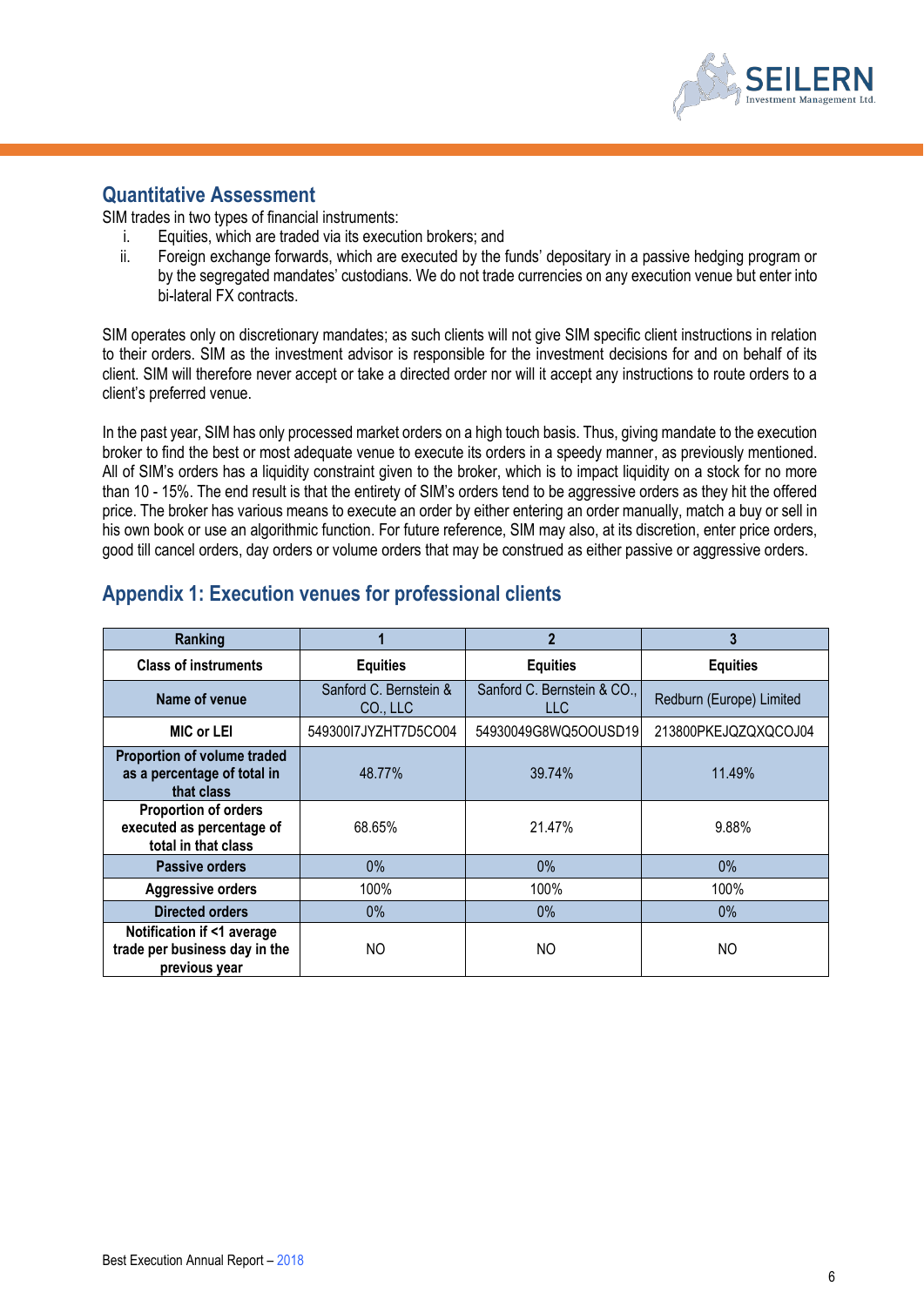## Quantitative Assessment

SIM trades in two types of financial instruments:

i. Equities, which are traded via its execution brokers; and
ii. Foreign exchange forwards, which are executed by the funds' depositary in a passive hedging program or by the segregated mandates' custodians. We do not trade currencies on any execution venue but enter into bi-lateral FX contracts.

SIM operates only on discretionary mandates; as such clients will not give SIM specific client instructions in relation to their orders. SIM as the investment advisor is responsible for the investment decisions for and on behalf of its client. SIM will therefore never accept or take a directed order nor will it accept any instructions to route orders to a client's preferred venue.

In the past year, SIM has only processed market orders on a high touch basis. Thus, giving mandate to the execution broker to find the best or most adequate venue to execute its orders in a speedy manner, as previously mentioned. All of SIM's orders has a liquidity constraint given to the broker, which is to impact liquidity on a stock for no more than 10 - 15%. The end result is that the entirety of SIM's orders tend to be aggressive orders as they hit the offered price. The broker has various means to execute an order by either entering an order manually, match a buy or sell in his own book or use an algorithmic function. For future reference, SIM may also, at its discretion, enter price orders, good till cancel orders, day orders or volume orders that may be construed as either passive or aggressive orders.

## Appendix 1: Execution venues for professional clients

| Ranking | 1 | 2 | 3 |
|---|---|---|---|
| Class of instruments | Equities | Equities | Equities |
| Name of venue | Sanford C. Bernstein & CO., LLC | Sanford C. Bernstein & CO., LLC | Redburn (Europe) Limited |
| MIC or LEI | 549300I7JYZHT7D5CO04 | 54930049G8WQ5OOUSD19 | 213800PKEJQZQXQCOJ04 |
| Proportion of volume traded as a percentage of total in that class | 48.77% | 39.74% | 11.49% |
| Proportion of orders executed as percentage of total in that class | 68.65% | 21.47% | 9.88% |
| Passive orders | 0% | 0% | 0% |
| Aggressive orders | 100% | 100% | 100% |
| Directed orders | 0% | 0% | 0% |
| Notification if <1 average trade per business day in the previous year | NO | NO | NO |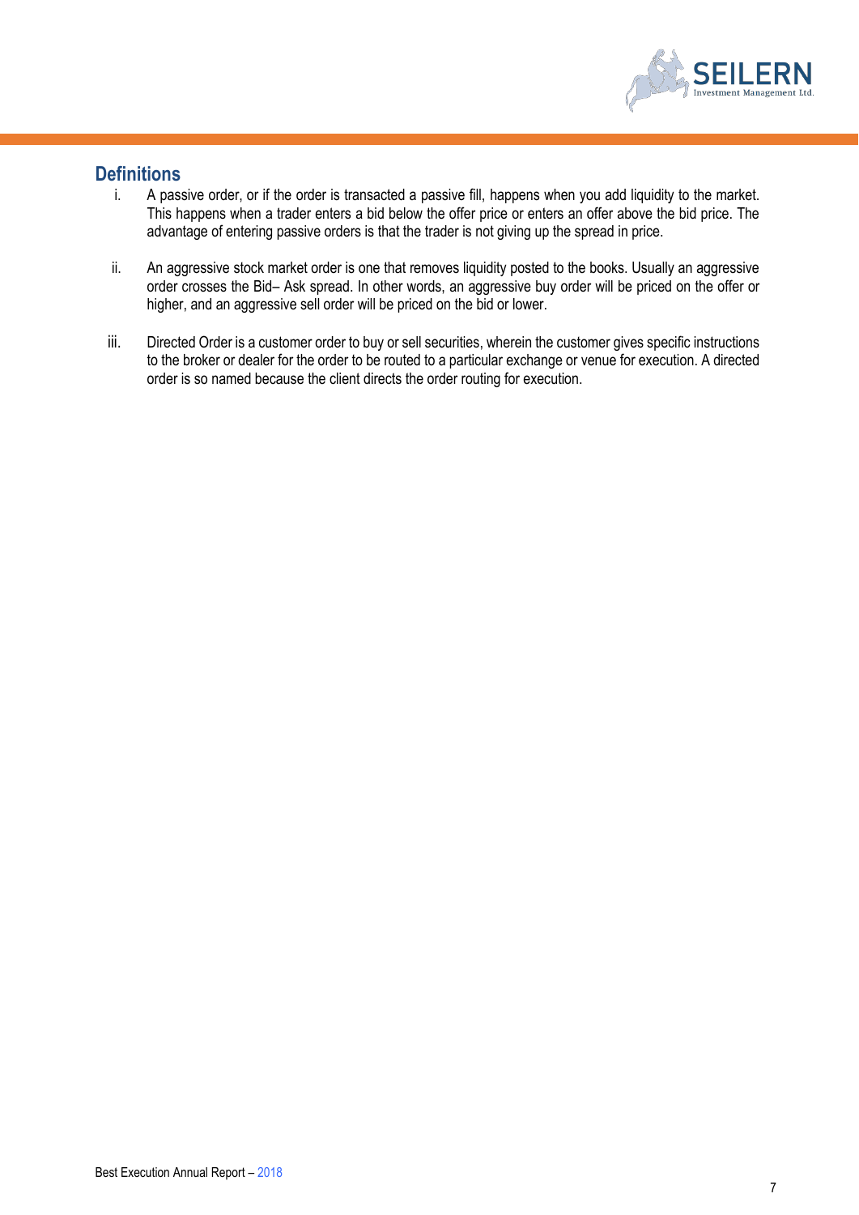## Definitions

i. A passive order, or if the order is transacted a passive fill, happens when you add liquidity to the market. This happens when a trader enters a bid below the offer price or enters an offer above the bid price. The advantage of entering passive orders is that the trader is not giving up the spread in price.

ii. An aggressive stock market order is one that removes liquidity posted to the books. Usually an aggressive order crosses the Bid– Ask spread. In other words, an aggressive buy order will be priced on the offer or higher, and an aggressive sell order will be priced on the bid or lower.

iii. Directed Order is a customer order to buy or sell securities, wherein the customer gives specific instructions to the broker or dealer for the order to be routed to a particular exchange or venue for execution. A directed order is so named because the client directs the order routing for execution.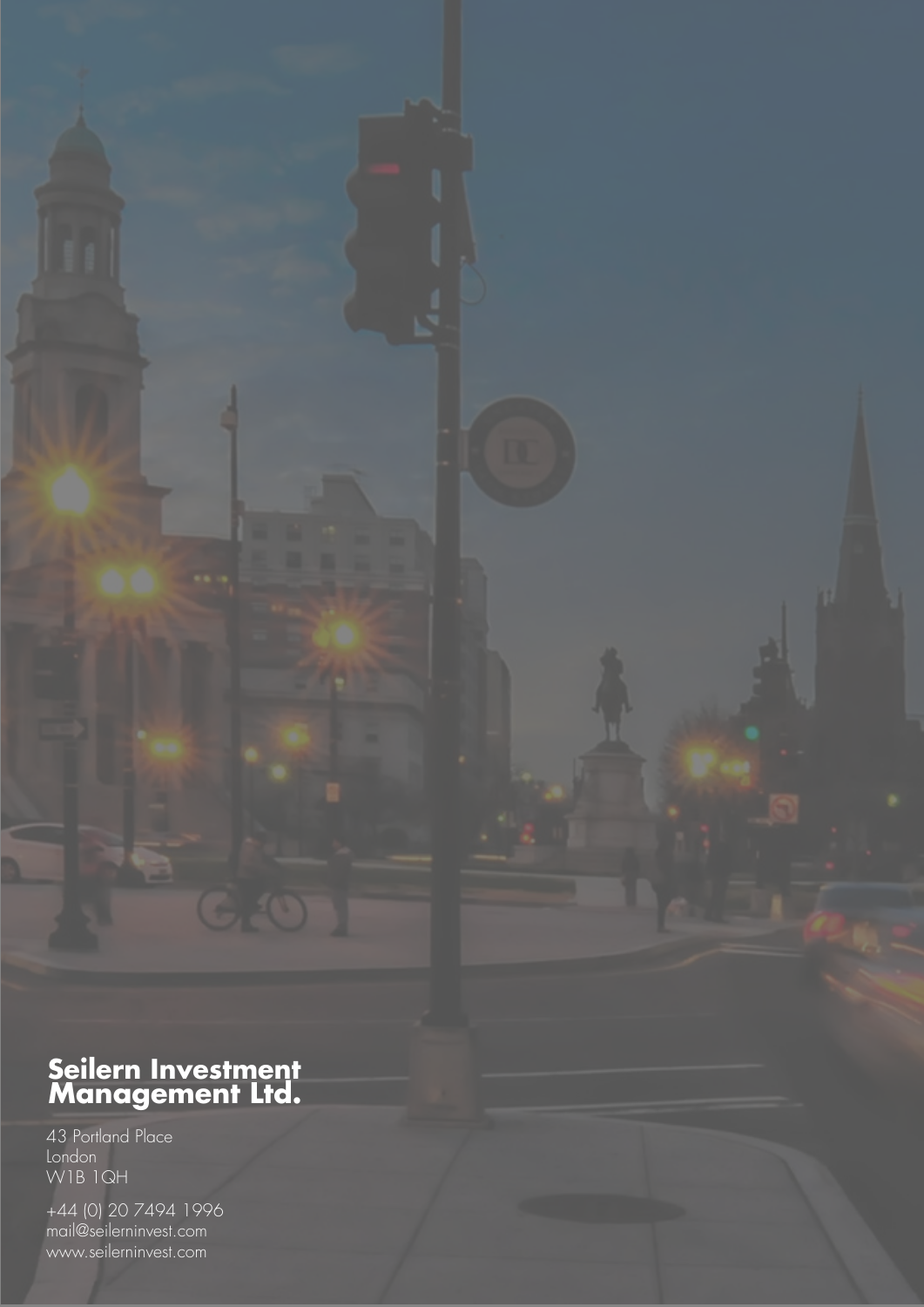**Seilern Investment Management Ltd.**

43 Portland Place
London
W1B 1QH

+44 (0) 20 7494 1996
mail@seilerninvest.com
www.seilerninvest.com